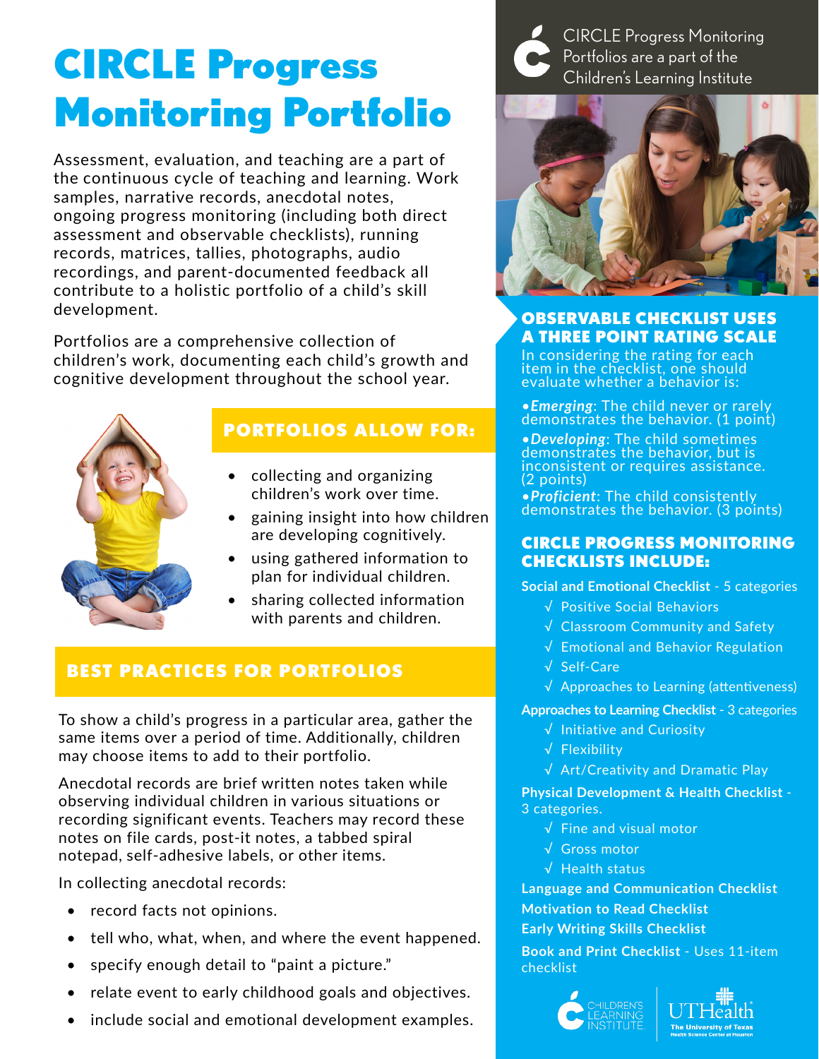# CIRCLE Progress Monitoring Portfolio

Assessment, evaluation, and teaching are a part of the continuous cycle of teaching and learning. Work samples, narrative records, anecdotal notes, ongoing progress monitoring (including both direct assessment and observable checklists), running records, matrices, tallies, photographs, audio recordings, and parent-documented feedback all contribute to a holistic portfolio of a child's skill development.

Portfolios are a comprehensive collection of children's work, documenting each child's growth and cognitive development throughout the school year.

## PORTFOLIOS ALLOW FOR:

- collecting and organizing children's work over time.
- gaining insight into how children are developing cognitively.
- using gathered information to plan for individual children.
- sharing collected information with parents and children.

## BEST PRACTICES FOR PORTFOLIOS

To show a child's progress in a particular area, gather the same items over a period of time. Additionally, children may choose items to add to their portfolio.

Anecdotal records are brief written notes taken while observing individual children in various situations or recording significant events. Teachers may record these notes on file cards, post-it notes, a tabbed spiral notepad, self-adhesive labels, or other items.

In collecting anecdotal records:

- record facts not opinions.
- tell who, what, when, and where the event happened.
- specify enough detail to "paint a picture."
- relate event to early childhood goals and objectives.
- include social and emotional development examples.

CIRCLE Progress Monitoring Portfolios are a part of the Children's Learning Institute

## OBSERVABLE CHECKLIST USES A THREE POINT RATING SCALE

In considering the rating for each item in the checklist, one should evaluate whether a behavior is:

- ***Emerging***: The child never or rarely demonstrates the behavior. (1 point)
- ***Developing***: The child sometimes demonstrates the behavior, but is inconsistent or requires assistance. (2 points)
- ***Proficient***: The child consistently demonstrates the behavior. (3 points)

## CIRCLE PROGRESS MONITORING CHECKLISTS INCLUDE:

**Social and Emotional Checklist** - 5 categories

- √ Positive Social Behaviors
- √ Classroom Community and Safety
- √ Emotional and Behavior Regulation
- √ Self-Care
- √ Approaches to Learning (attentiveness)

**Approaches to Learning Checklist** - 3 categories

- √ Initiative and Curiosity
- √ Flexibility
- √ Art/Creativity and Dramatic Play

**Physical Development & Health Checklist** - 3 categories.

- √ Fine and visual motor
- √ Gross motor
- √ Health status

**Language and Communication Checklist**

**Motivation to Read Checklist**

**Early Writing Skills Checklist**

**Book and Print Checklist** - Uses 11-item checklist

CHILDREN'S LEARNING INSTITUTE

UTHealth The University of Texas Health Science Center at Houston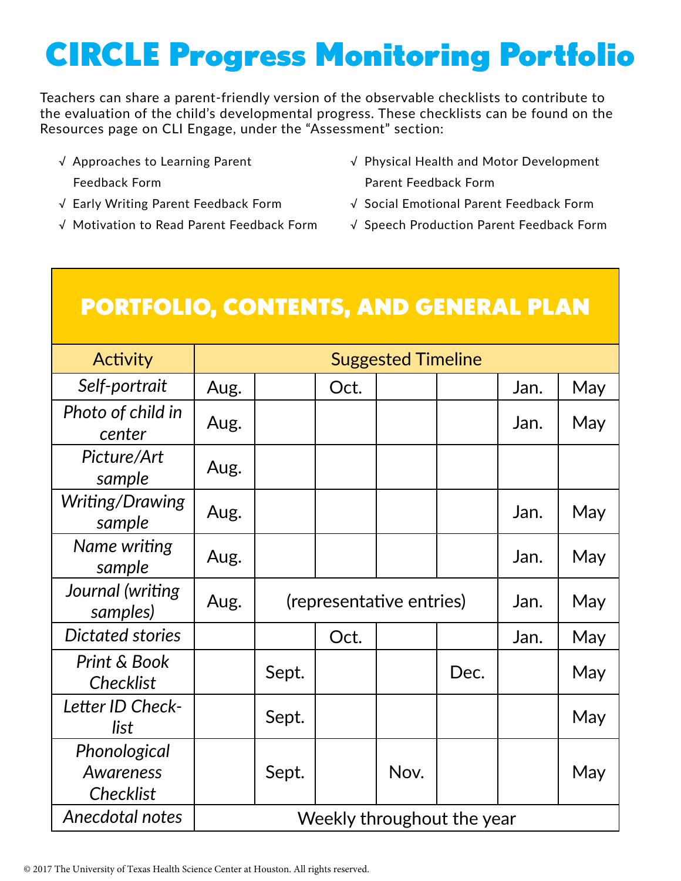# CIRCLE Progress Monitoring Portfolio

Teachers can share a parent-friendly version of the observable checklists to contribute to the evaluation of the child's developmental progress. These checklists can be found on the Resources page on CLI Engage, under the "Assessment" section:

- √ Approaches to Learning Parent Feedback Form
- √ Early Writing Parent Feedback Form
- √ Motivation to Read Parent Feedback Form
- √ Physical Health and Motor Development Parent Feedback Form
- √ Social Emotional Parent Feedback Form
- √ Speech Production Parent Feedback Form

## PORTFOLIO, CONTENTS, AND GENERAL PLAN

| Activity | Suggested Timeline | | | | | | |
|---|---|---|---|---|---|---|---|
| *Self-portrait* | Aug. | | Oct. | | | Jan. | May |
| *Photo of child in center* | Aug. | | | | | Jan. | May |
| *Picture/Art sample* | Aug. | | | | | | |
| *Writing/Drawing sample* | Aug. | | | | | Jan. | May |
| *Name writing sample* | Aug. | | | | | Jan. | May |
| *Journal (writing samples)* | Aug. | (representative entries) | | | | Jan. | May |
| *Dictated stories* | | | Oct. | | | Jan. | May |
| *Print & Book Checklist* | | Sept. | | | Dec. | | May |
| *Letter ID Check-list* | | Sept. | | | | | May |
| *Phonological Awareness Checklist* | | Sept. | | Nov. | | | May |
| *Anecdotal notes* | Weekly throughout the year | | | | | | |

© 2017 The University of Texas Health Science Center at Houston. All rights reserved.